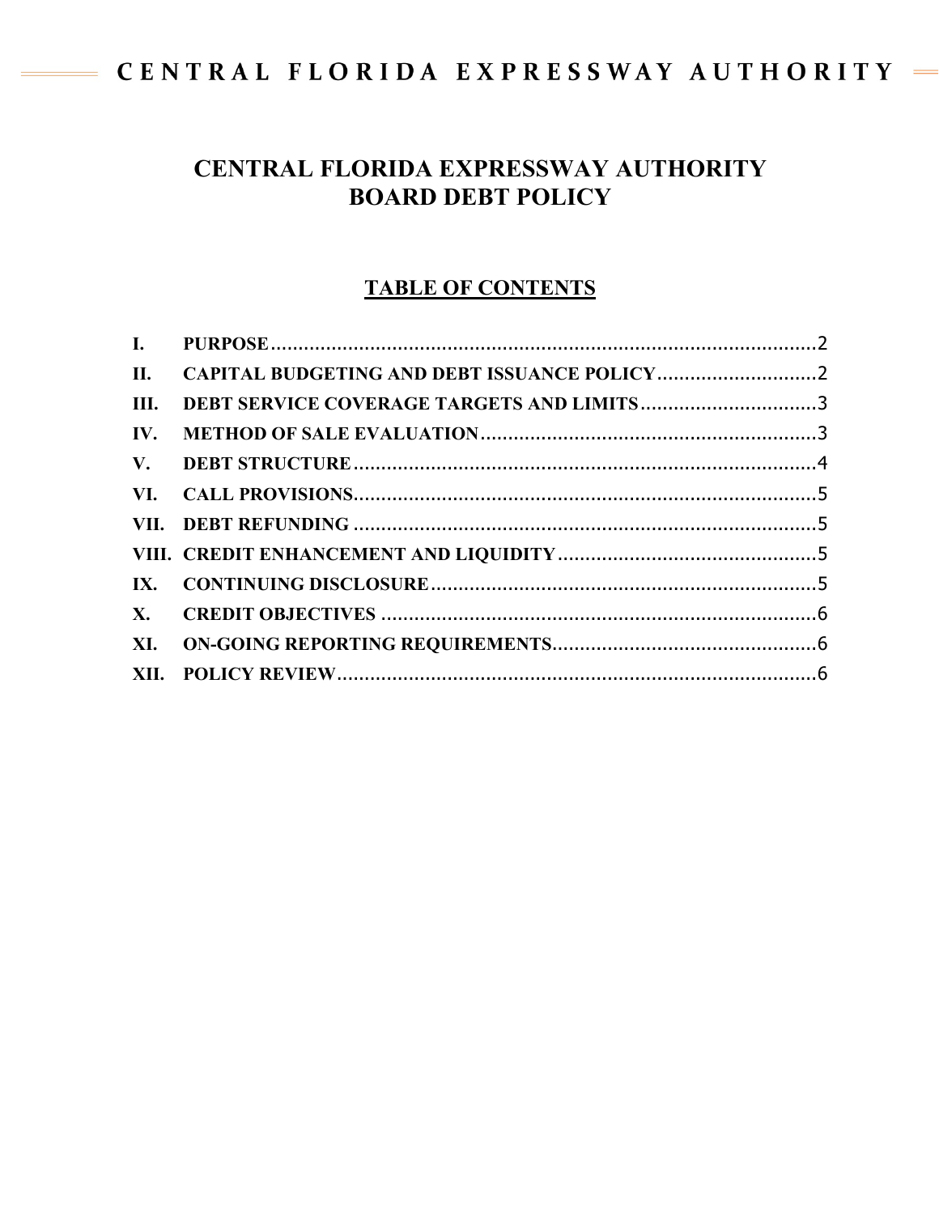# CENTRAL FLORIDA EXPRESSWAY AUTHORITY
# BOARD DEBT POLICY

## TABLE OF CONTENTS

| | | |
|---|---|---|
| I. | PURPOSE | 2 |
| II. | CAPITAL BUDGETING AND DEBT ISSUANCE POLICY | 2 |
| III. | DEBT SERVICE COVERAGE TARGETS AND LIMITS | 3 |
| IV. | METHOD OF SALE EVALUATION | 3 |
| V. | DEBT STRUCTURE | 4 |
| VI. | CALL PROVISIONS | 5 |
| VII. | DEBT REFUNDING | 5 |
| VIII. | CREDIT ENHANCEMENT AND LIQUIDITY | 5 |
| IX. | CONTINUING DISCLOSURE | 5 |
| X. | CREDIT OBJECTIVES | 6 |
| XI. | ON-GOING REPORTING REQUIREMENTS | 6 |
| XII. | POLICY REVIEW | 6 |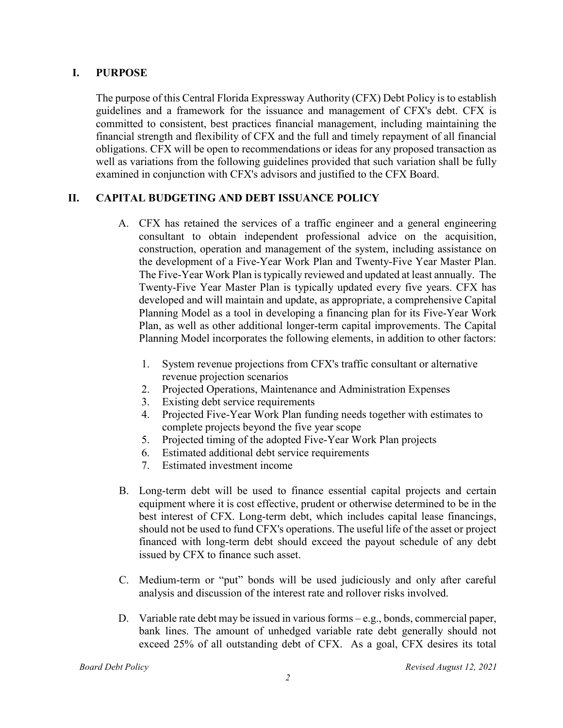## I. PURPOSE

The purpose of this Central Florida Expressway Authority (CFX) Debt Policy is to establish guidelines and a framework for the issuance and management of CFX's debt. CFX is committed to consistent, best practices financial management, including maintaining the financial strength and flexibility of CFX and the full and timely repayment of all financial obligations. CFX will be open to recommendations or ideas for any proposed transaction as well as variations from the following guidelines provided that such variation shall be fully examined in conjunction with CFX's advisors and justified to the CFX Board.

## II. CAPITAL BUDGETING AND DEBT ISSUANCE POLICY

A. CFX has retained the services of a traffic engineer and a general engineering consultant to obtain independent professional advice on the acquisition, construction, operation and management of the system, including assistance on the development of a Five-Year Work Plan and Twenty-Five Year Master Plan. The Five-Year Work Plan is typically reviewed and updated at least annually. The Twenty-Five Year Master Plan is typically updated every five years. CFX has developed and will maintain and update, as appropriate, a comprehensive Capital Planning Model as a tool in developing a financing plan for its Five-Year Work Plan, as well as other additional longer-term capital improvements. The Capital Planning Model incorporates the following elements, in addition to other factors:

   1. System revenue projections from CFX's traffic consultant or alternative revenue projection scenarios
   2. Projected Operations, Maintenance and Administration Expenses
   3. Existing debt service requirements
   4. Projected Five-Year Work Plan funding needs together with estimates to complete projects beyond the five year scope
   5. Projected timing of the adopted Five-Year Work Plan projects
   6. Estimated additional debt service requirements
   7. Estimated investment income

B. Long-term debt will be used to finance essential capital projects and certain equipment where it is cost effective, prudent or otherwise determined to be in the best interest of CFX. Long-term debt, which includes capital lease financings, should not be used to fund CFX's operations. The useful life of the asset or project financed with long-term debt should exceed the payout schedule of any debt issued by CFX to finance such asset.

C. Medium-term or "put" bonds will be used judiciously and only after careful analysis and discussion of the interest rate and rollover risks involved.

D. Variable rate debt may be issued in various forms – e.g., bonds, commercial paper, bank lines. The amount of unhedged variable rate debt generally should not exceed 25% of all outstanding debt of CFX. As a goal, CFX desires its total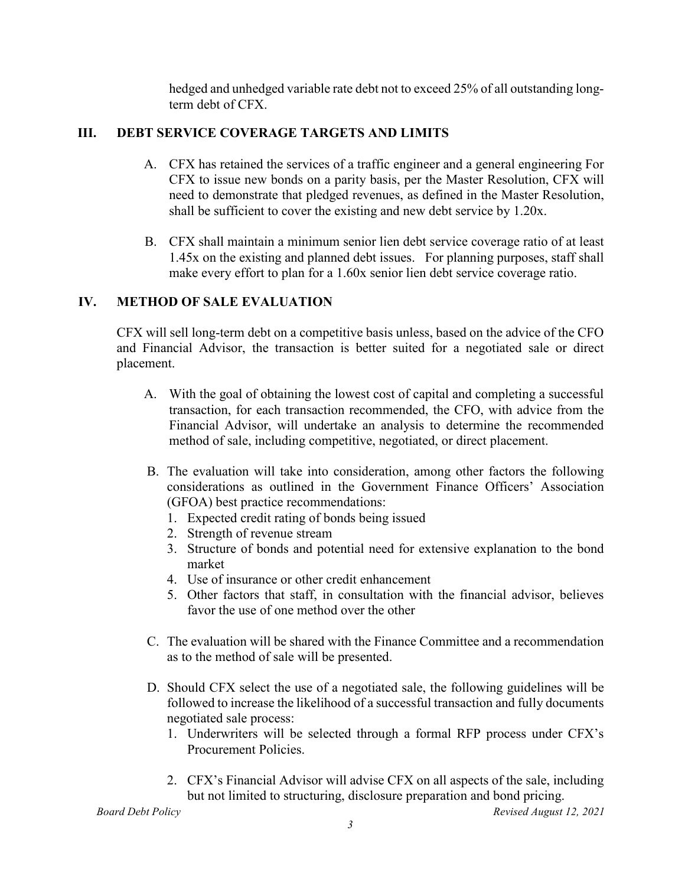hedged and unhedged variable rate debt not to exceed 25% of all outstanding long-term debt of CFX.

## III. DEBT SERVICE COVERAGE TARGETS AND LIMITS

A. CFX has retained the services of a traffic engineer and a general engineering For CFX to issue new bonds on a parity basis, per the Master Resolution, CFX will need to demonstrate that pledged revenues, as defined in the Master Resolution, shall be sufficient to cover the existing and new debt service by 1.20x.

B. CFX shall maintain a minimum senior lien debt service coverage ratio of at least 1.45x on the existing and planned debt issues. For planning purposes, staff shall make every effort to plan for a 1.60x senior lien debt service coverage ratio.

## IV. METHOD OF SALE EVALUATION

CFX will sell long-term debt on a competitive basis unless, based on the advice of the CFO and Financial Advisor, the transaction is better suited for a negotiated sale or direct placement.

A. With the goal of obtaining the lowest cost of capital and completing a successful transaction, for each transaction recommended, the CFO, with advice from the Financial Advisor, will undertake an analysis to determine the recommended method of sale, including competitive, negotiated, or direct placement.

B. The evaluation will take into consideration, among other factors the following considerations as outlined in the Government Finance Officers' Association (GFOA) best practice recommendations:
   1. Expected credit rating of bonds being issued
   2. Strength of revenue stream
   3. Structure of bonds and potential need for extensive explanation to the bond market
   4. Use of insurance or other credit enhancement
   5. Other factors that staff, in consultation with the financial advisor, believes favor the use of one method over the other

C. The evaluation will be shared with the Finance Committee and a recommendation as to the method of sale will be presented.

D. Should CFX select the use of a negotiated sale, the following guidelines will be followed to increase the likelihood of a successful transaction and fully documents negotiated sale process:
   1. Underwriters will be selected through a formal RFP process under CFX's Procurement Policies.
   2. CFX's Financial Advisor will advise CFX on all aspects of the sale, including but not limited to structuring, disclosure preparation and bond pricing.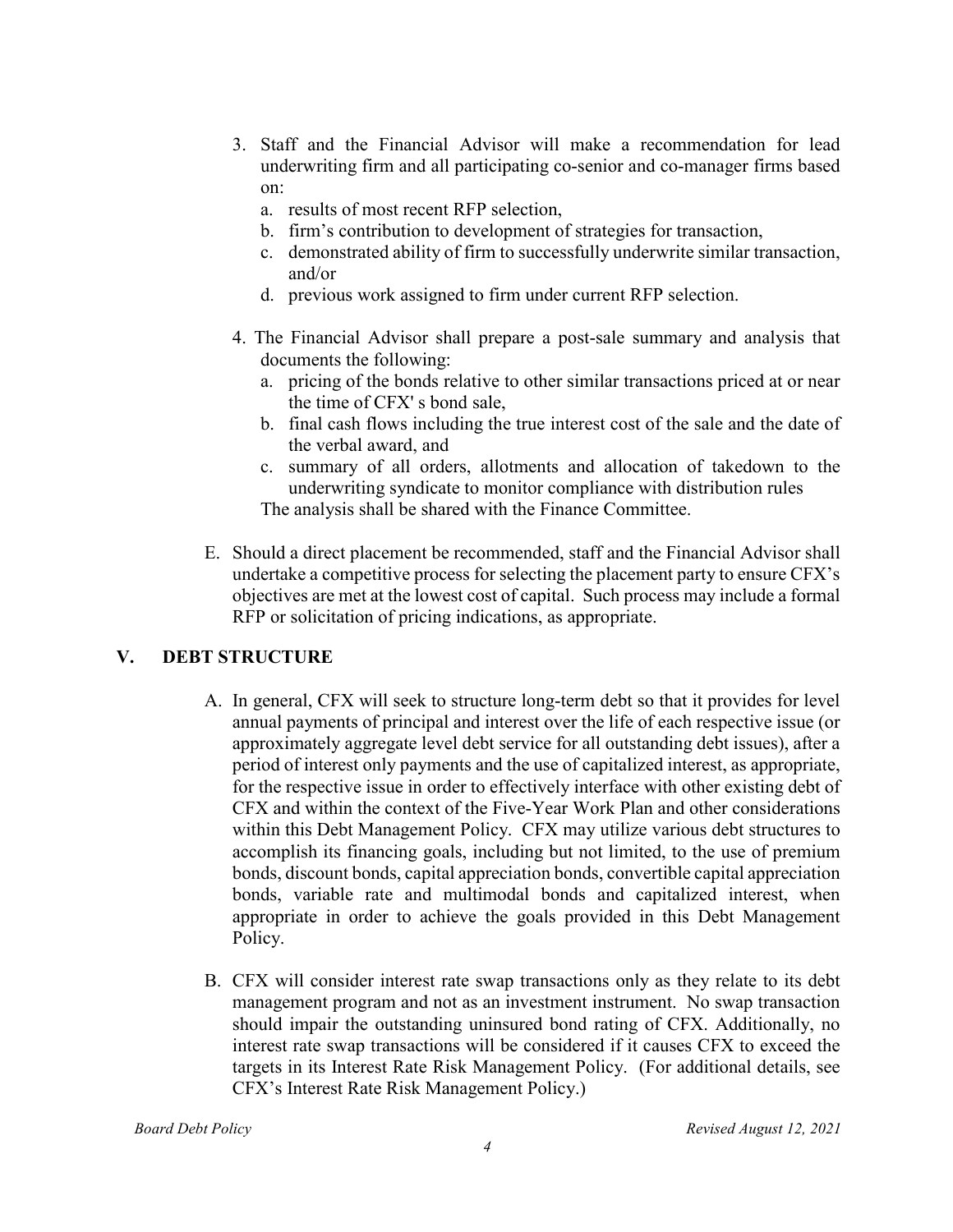3. Staff and the Financial Advisor will make a recommendation for lead underwriting firm and all participating co-senior and co-manager firms based on:
   a. results of most recent RFP selection,
   b. firm's contribution to development of strategies for transaction,
   c. demonstrated ability of firm to successfully underwrite similar transaction, and/or
   d. previous work assigned to firm under current RFP selection.

4. The Financial Advisor shall prepare a post-sale summary and analysis that documents the following:
   a. pricing of the bonds relative to other similar transactions priced at or near the time of CFX' s bond sale,
   b. final cash flows including the true interest cost of the sale and the date of the verbal award, and
   c. summary of all orders, allotments and allocation of takedown to the underwriting syndicate to monitor compliance with distribution rules

   The analysis shall be shared with the Finance Committee.

E. Should a direct placement be recommended, staff and the Financial Advisor shall undertake a competitive process for selecting the placement party to ensure CFX's objectives are met at the lowest cost of capital. Such process may include a formal RFP or solicitation of pricing indications, as appropriate.

## V. DEBT STRUCTURE

A. In general, CFX will seek to structure long-term debt so that it provides for level annual payments of principal and interest over the life of each respective issue (or approximately aggregate level debt service for all outstanding debt issues), after a period of interest only payments and the use of capitalized interest, as appropriate, for the respective issue in order to effectively interface with other existing debt of CFX and within the context of the Five-Year Work Plan and other considerations within this Debt Management Policy. CFX may utilize various debt structures to accomplish its financing goals, including but not limited, to the use of premium bonds, discount bonds, capital appreciation bonds, convertible capital appreciation bonds, variable rate and multimodal bonds and capitalized interest, when appropriate in order to achieve the goals provided in this Debt Management Policy.

B. CFX will consider interest rate swap transactions only as they relate to its debt management program and not as an investment instrument. No swap transaction should impair the outstanding uninsured bond rating of CFX. Additionally, no interest rate swap transactions will be considered if it causes CFX to exceed the targets in its Interest Rate Risk Management Policy. (For additional details, see CFX's Interest Rate Risk Management Policy.)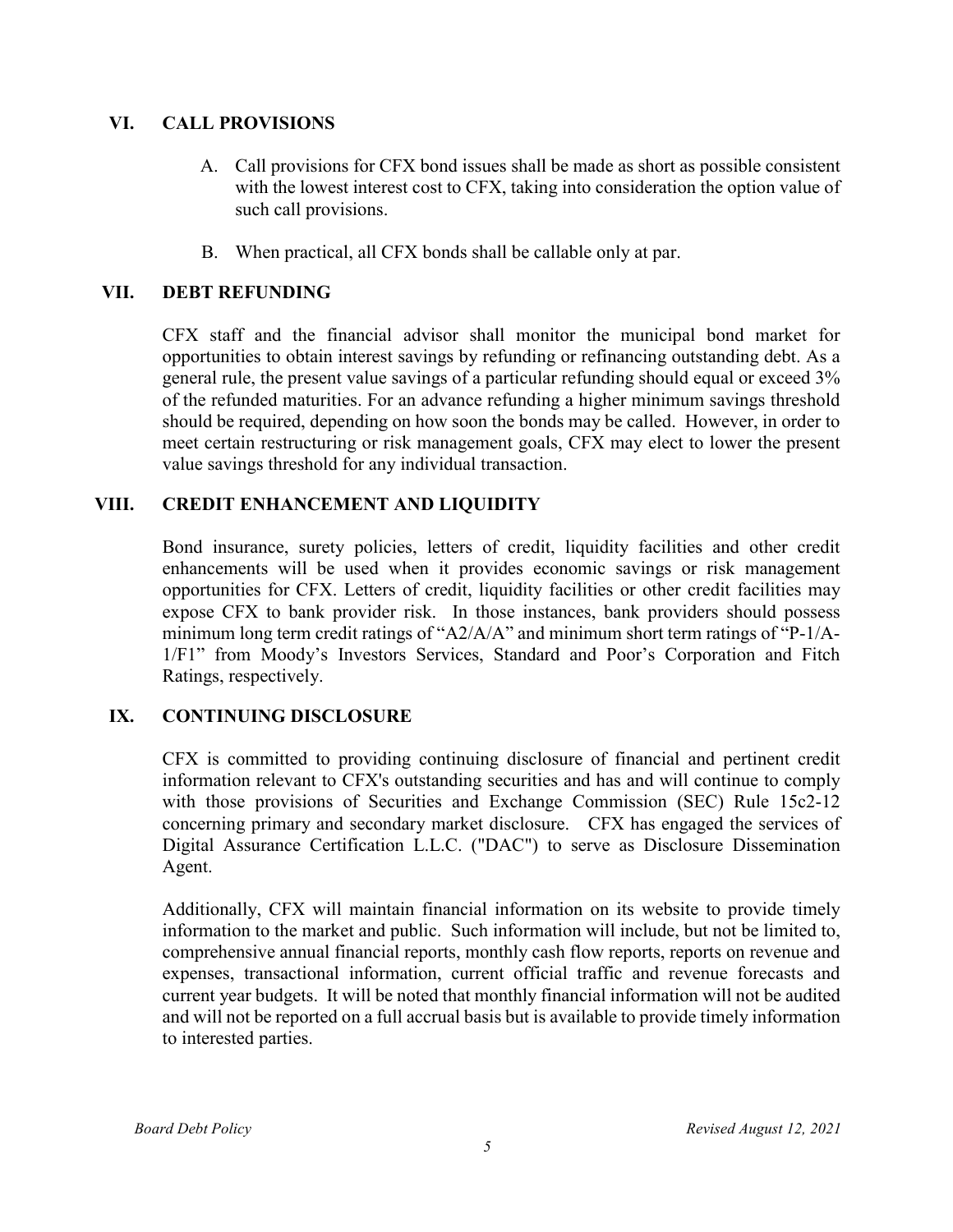## VI. CALL PROVISIONS

A. Call provisions for CFX bond issues shall be made as short as possible consistent with the lowest interest cost to CFX, taking into consideration the option value of such call provisions.

B. When practical, all CFX bonds shall be callable only at par.

## VII. DEBT REFUNDING

CFX staff and the financial advisor shall monitor the municipal bond market for opportunities to obtain interest savings by refunding or refinancing outstanding debt. As a general rule, the present value savings of a particular refunding should equal or exceed 3% of the refunded maturities. For an advance refunding a higher minimum savings threshold should be required, depending on how soon the bonds may be called. However, in order to meet certain restructuring or risk management goals, CFX may elect to lower the present value savings threshold for any individual transaction.

## VIII. CREDIT ENHANCEMENT AND LIQUIDITY

Bond insurance, surety policies, letters of credit, liquidity facilities and other credit enhancements will be used when it provides economic savings or risk management opportunities for CFX. Letters of credit, liquidity facilities or other credit facilities may expose CFX to bank provider risk. In those instances, bank providers should possess minimum long term credit ratings of "A2/A/A" and minimum short term ratings of "P-1/A-1/F1" from Moody's Investors Services, Standard and Poor's Corporation and Fitch Ratings, respectively.

## IX. CONTINUING DISCLOSURE

CFX is committed to providing continuing disclosure of financial and pertinent credit information relevant to CFX's outstanding securities and has and will continue to comply with those provisions of Securities and Exchange Commission (SEC) Rule 15c2-12 concerning primary and secondary market disclosure. CFX has engaged the services of Digital Assurance Certification L.L.C. ("DAC") to serve as Disclosure Dissemination Agent.

Additionally, CFX will maintain financial information on its website to provide timely information to the market and public. Such information will include, but not be limited to, comprehensive annual financial reports, monthly cash flow reports, reports on revenue and expenses, transactional information, current official traffic and revenue forecasts and current year budgets. It will be noted that monthly financial information will not be audited and will not be reported on a full accrual basis but is available to provide timely information to interested parties.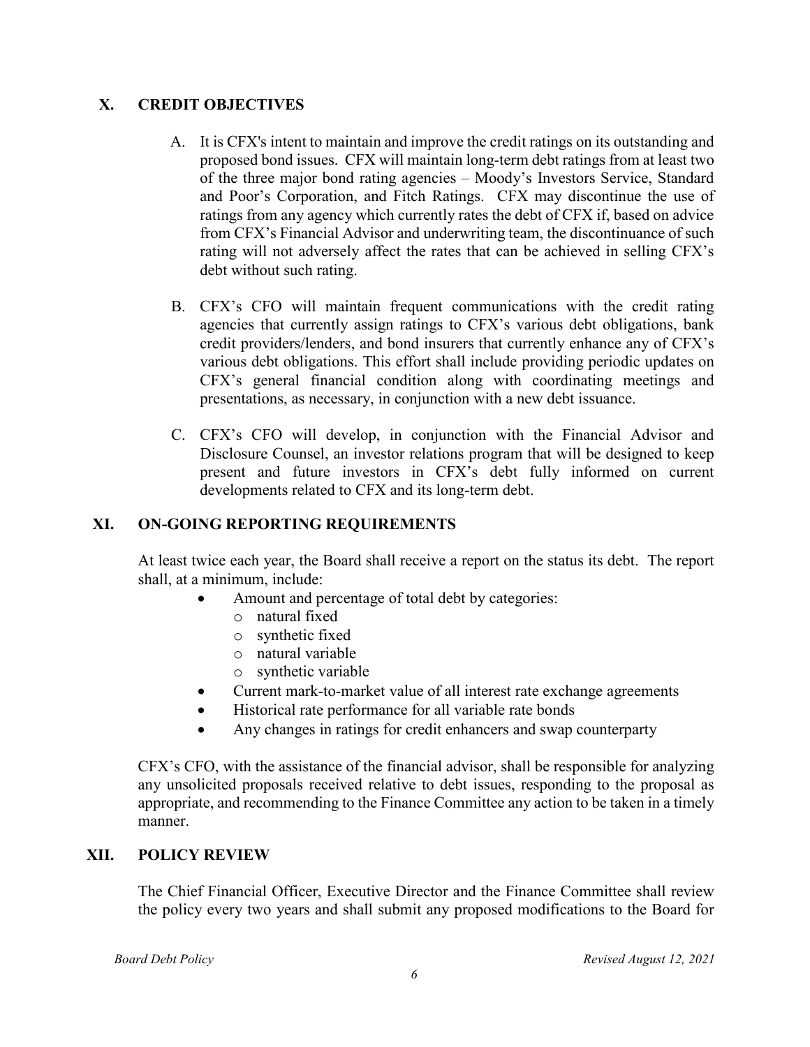## X. CREDIT OBJECTIVES

A. It is CFX's intent to maintain and improve the credit ratings on its outstanding and proposed bond issues. CFX will maintain long-term debt ratings from at least two of the three major bond rating agencies – Moody's Investors Service, Standard and Poor's Corporation, and Fitch Ratings. CFX may discontinue the use of ratings from any agency which currently rates the debt of CFX if, based on advice from CFX's Financial Advisor and underwriting team, the discontinuance of such rating will not adversely affect the rates that can be achieved in selling CFX's debt without such rating.

B. CFX's CFO will maintain frequent communications with the credit rating agencies that currently assign ratings to CFX's various debt obligations, bank credit providers/lenders, and bond insurers that currently enhance any of CFX's various debt obligations. This effort shall include providing periodic updates on CFX's general financial condition along with coordinating meetings and presentations, as necessary, in conjunction with a new debt issuance.

C. CFX's CFO will develop, in conjunction with the Financial Advisor and Disclosure Counsel, an investor relations program that will be designed to keep present and future investors in CFX's debt fully informed on current developments related to CFX and its long-term debt.

## XI. ON-GOING REPORTING REQUIREMENTS

At least twice each year, the Board shall receive a report on the status its debt. The report shall, at a minimum, include:

- Amount and percentage of total debt by categories:
  - natural fixed
  - synthetic fixed
  - natural variable
  - synthetic variable
- Current mark-to-market value of all interest rate exchange agreements
- Historical rate performance for all variable rate bonds
- Any changes in ratings for credit enhancers and swap counterparty

CFX's CFO, with the assistance of the financial advisor, shall be responsible for analyzing any unsolicited proposals received relative to debt issues, responding to the proposal as appropriate, and recommending to the Finance Committee any action to be taken in a timely manner.

## XII. POLICY REVIEW

The Chief Financial Officer, Executive Director and the Finance Committee shall review the policy every two years and shall submit any proposed modifications to the Board for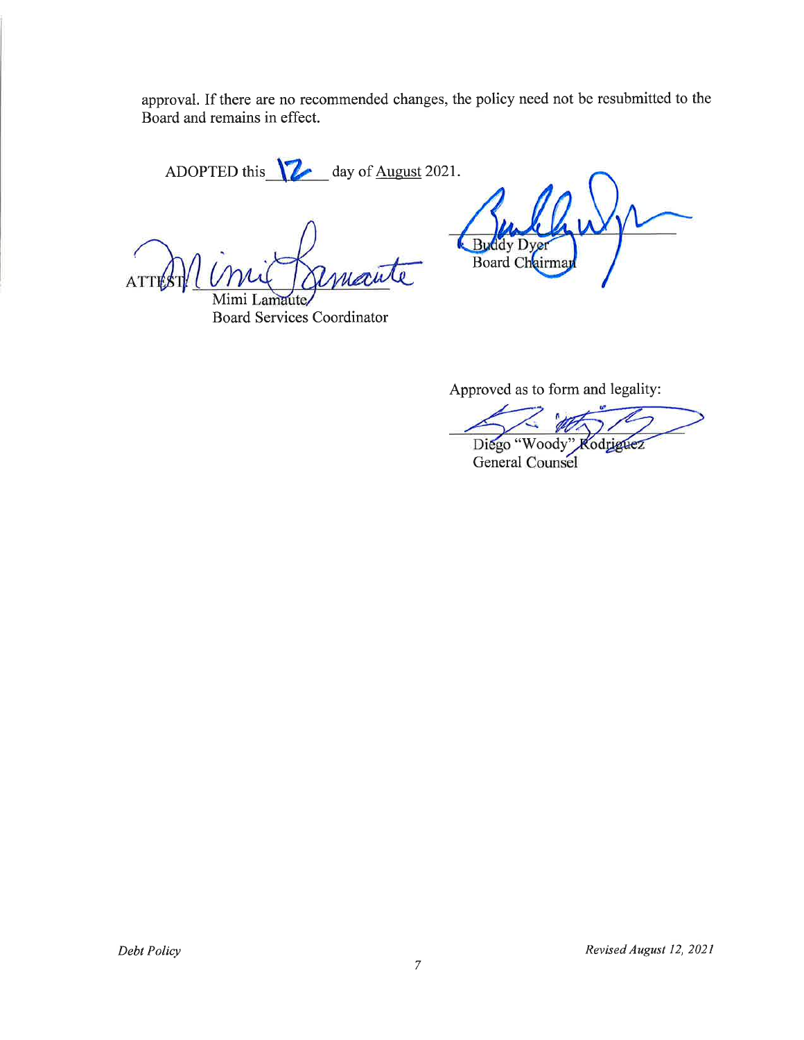approval. If there are no recommended changes, the policy need not be resubmitted to the Board and remains in effect.

ADOPTED this 12 day of August 2021.

ATTEST:

Mimi Lamaute
Board Services Coordinator

Buddy Dyer
Board Chairman

Approved as to form and legality:

Diego "Woody" Rodriguez
General Counsel